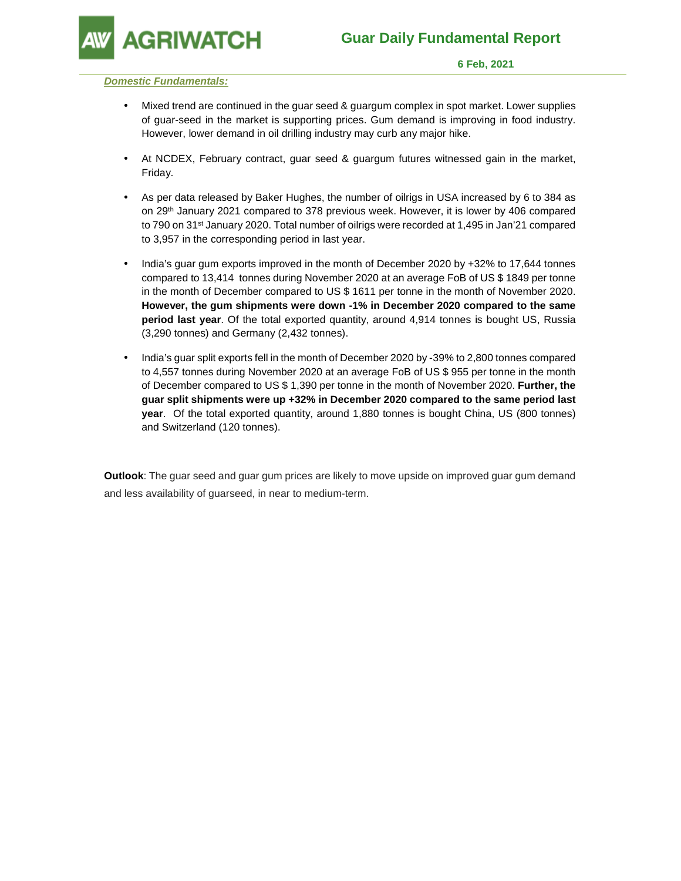# Guar Daily Fundamental Report

**6 Feb, 2021**

***Domestic Fundamentals:***

- Mixed trend are continued in the guar seed & guargum complex in spot market. Lower supplies of guar-seed in the market is supporting prices. Gum demand is improving in food industry. However, lower demand in oil drilling industry may curb any major hike.

- At NCDEX, February contract, guar seed & guargum futures witnessed gain in the market, Friday.

- As per data released by Baker Hughes, the number of oilrigs in USA increased by 6 to 384 as on 29th January 2021 compared to 378 previous week. However, it is lower by 406 compared to 790 on 31st January 2020. Total number of oilrigs were recorded at 1,495 in Jan'21 compared to 3,957 in the corresponding period in last year.

- India's guar gum exports improved in the month of December 2020 by +32% to 17,644 tonnes compared to 13,414 tonnes during November 2020 at an average FoB of US $ 1849 per tonne in the month of December compared to US $ 1611 per tonne in the month of November 2020. **However, the gum shipments were down -1% in December 2020 compared to the same period last year**. Of the total exported quantity, around 4,914 tonnes is bought US, Russia (3,290 tonnes) and Germany (2,432 tonnes).

- India's guar split exports fell in the month of December 2020 by -39% to 2,800 tonnes compared to 4,557 tonnes during November 2020 at an average FoB of US $ 955 per tonne in the month of December compared to US $ 1,390 per tonne in the month of November 2020. **Further, the guar split shipments were up +32% in December 2020 compared to the same period last year**. Of the total exported quantity, around 1,880 tonnes is bought China, US (800 tonnes) and Switzerland (120 tonnes).

**Outlook**: The guar seed and guar gum prices are likely to move upside on improved guar gum demand and less availability of guarseed, in near to medium-term.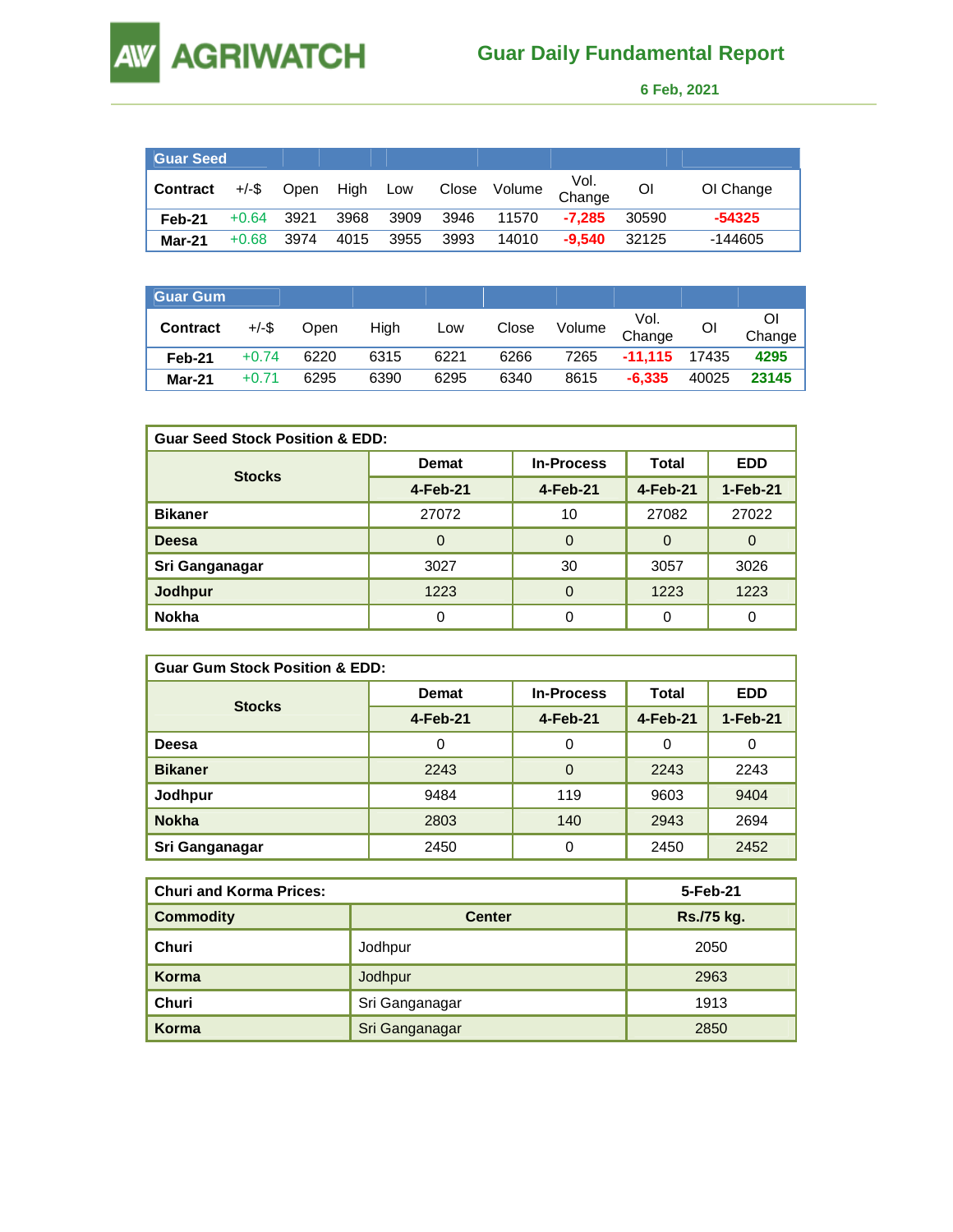# AGRIWATCH

## Guar Daily Fundamental Report

**6 Feb, 2021**

| Guar Seed | | | | | | | | | |
|---|---|---|---|---|---|---|---|---|---|
| **Contract** | +/-$ | Open | High | Low | Close | Volume | Vol. Change | OI | OI Change |
| **Feb-21** | +0.64 | 3921 | 3968 | 3909 | 3946 | 11570 | **-7,285** | 30590 | **-54325** |
| **Mar-21** | +0.68 | 3974 | 4015 | 3955 | 3993 | 14010 | **-9,540** | 32125 | -144605 |

| Guar Gum | | | | | | | | | |
|---|---|---|---|---|---|---|---|---|---|
| **Contract** | +/-$ | Open | High | Low | Close | Volume | Vol. Change | OI | OI Change |
| **Feb-21** | +0.74 | 6220 | 6315 | 6221 | 6266 | 7265 | **-11,115** | 17435 | **4295** |
| **Mar-21** | +0.71 | 6295 | 6390 | 6295 | 6340 | 8615 | **-6,335** | 40025 | **23145** |

| Guar Seed Stock Position & EDD: | | | | |
|---|---|---|---|---|
| **Stocks** | **Demat** | **In-Process** | **Total** | **EDD** |
| | **4-Feb-21** | **4-Feb-21** | **4-Feb-21** | **1-Feb-21** |
| **Bikaner** | 27072 | 10 | 27082 | 27022 |
| **Deesa** | 0 | 0 | 0 | 0 |
| **Sri Ganganagar** | 3027 | 30 | 3057 | 3026 |
| **Jodhpur** | 1223 | 0 | 1223 | 1223 |
| **Nokha** | 0 | 0 | 0 | 0 |

| Guar Gum Stock Position & EDD: | | | | |
|---|---|---|---|---|
| **Stocks** | **Demat** | **In-Process** | **Total** | **EDD** |
| | **4-Feb-21** | **4-Feb-21** | **4-Feb-21** | **1-Feb-21** |
| **Deesa** | 0 | 0 | 0 | 0 |
| **Bikaner** | 2243 | 0 | 2243 | 2243 |
| **Jodhpur** | 9484 | 119 | 9603 | 9404 |
| **Nokha** | 2803 | 140 | 2943 | 2694 |
| **Sri Ganganagar** | 2450 | 0 | 2450 | 2452 |

| Churi and Korma Prices: | | 5-Feb-21 |
|---|---|---|
| **Commodity** | **Center** | **Rs./75 kg.** |
| **Churi** | Jodhpur | 2050 |
| **Korma** | Jodhpur | 2963 |
| **Churi** | Sri Ganganagar | 1913 |
| **Korma** | Sri Ganganagar | 2850 |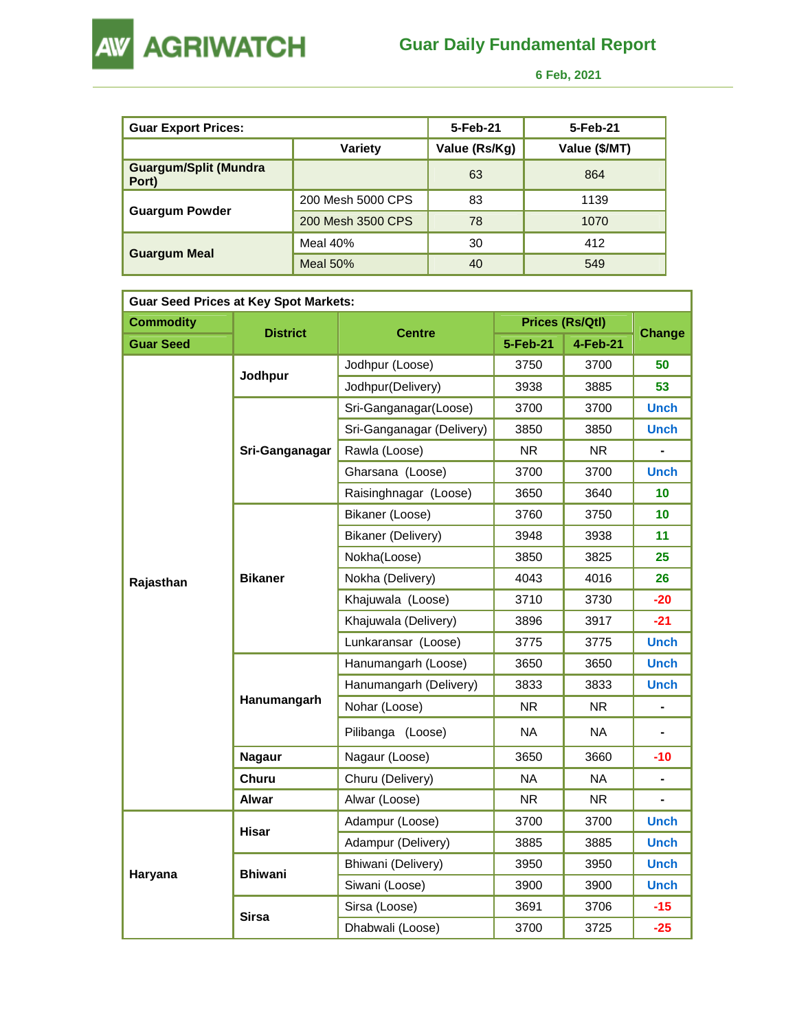## Guar Daily Fundamental Report

**6 Feb, 2021**

| Guar Export Prices: | | 5-Feb-21 | 5-Feb-21 |
|---|---|---|---|
| | Variety | Value (Rs/Kg) | Value ($/MT) |
| Guargum/Split (Mundra Port) | | 63 | 864 |
| Guargum Powder | 200 Mesh 5000 CPS | 83 | 1139 |
| | 200 Mesh 3500 CPS | 78 | 1070 |
| Guargum Meal | Meal 40% | 30 | 412 |
| | Meal 50% | 40 | 549 |

**Guar Seed Prices at Key Spot Markets:**

| Commodity | District | Centre | Prices (Rs/Qtl) | | Change |
|---|---|---|---|---|---|
| Guar Seed | | | 5-Feb-21 | 4-Feb-21 | |
| Rajasthan | Jodhpur | Jodhpur (Loose) | 3750 | 3700 | 50 |
| | | Jodhpur(Delivery) | 3938 | 3885 | 53 |
| | Sri-Ganganagar | Sri-Ganganagar(Loose) | 3700 | 3700 | Unch |
| | | Sri-Ganganagar (Delivery) | 3850 | 3850 | Unch |
| | | Rawla (Loose) | NR | NR | - |
| | | Gharsana (Loose) | 3700 | 3700 | Unch |
| | | Raisinghnagar (Loose) | 3650 | 3640 | 10 |
| | Bikaner | Bikaner (Loose) | 3760 | 3750 | 10 |
| | | Bikaner (Delivery) | 3948 | 3938 | 11 |
| | | Nokha(Loose) | 3850 | 3825 | 25 |
| | | Nokha (Delivery) | 4043 | 4016 | 26 |
| | | Khajuwala (Loose) | 3710 | 3730 | -20 |
| | | Khajuwala (Delivery) | 3896 | 3917 | -21 |
| | | Lunkaransar (Loose) | 3775 | 3775 | Unch |
| | Hanumangarh | Hanumangarh (Loose) | 3650 | 3650 | Unch |
| | | Hanumangarh (Delivery) | 3833 | 3833 | Unch |
| | | Nohar (Loose) | NR | NR | - |
| | | Pilibanga (Loose) | NA | NA | - |
| | Nagaur | Nagaur (Loose) | 3650 | 3660 | -10 |
| | Churu | Churu (Delivery) | NA | NA | - |
| | Alwar | Alwar (Loose) | NR | NR | - |
| Haryana | Hisar | Adampur (Loose) | 3700 | 3700 | Unch |
| | | Adampur (Delivery) | 3885 | 3885 | Unch |
| | Bhiwani | Bhiwani (Delivery) | 3950 | 3950 | Unch |
| | | Siwani (Loose) | 3900 | 3900 | Unch |
| | Sirsa | Sirsa (Loose) | 3691 | 3706 | -15 |
| | | Dhabwali (Loose) | 3700 | 3725 | -25 |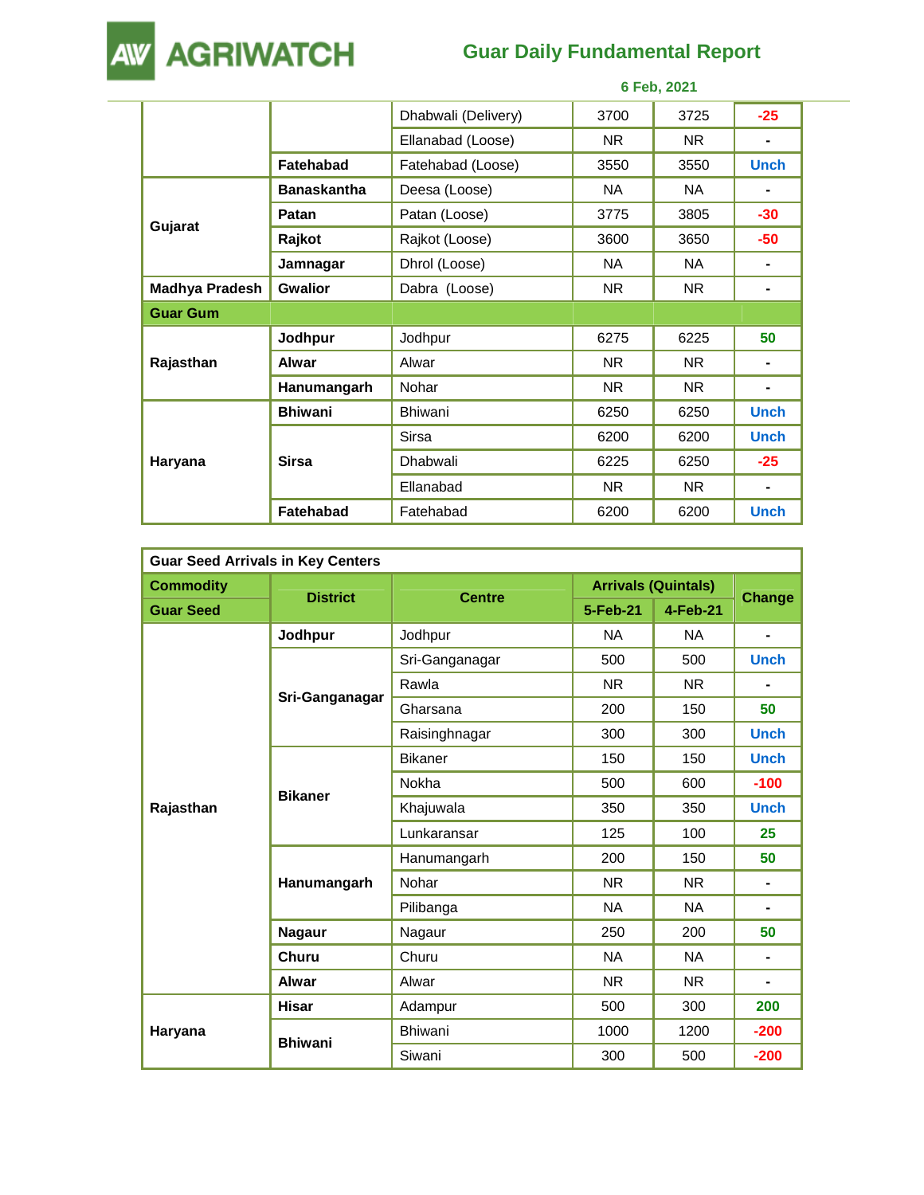| | | Dhabwali (Delivery) | 3700 | 3725 | -25 |
|---|---|---|---|---|---|
| | | Ellanabad (Loose) | NR | NR | - |
| | **Fatehabad** | Fatehabad (Loose) | 3550 | 3550 | Unch |
| **Gujarat** | **Banaskantha** | Deesa (Loose) | NA | NA | - |
| | **Patan** | Patan (Loose) | 3775 | 3805 | -30 |
| | **Rajkot** | Rajkot (Loose) | 3600 | 3650 | -50 |
| | **Jamnagar** | Dhrol (Loose) | NA | NA | - |
| **Madhya Pradesh** | **Gwalior** | Dabra (Loose) | NR | NR | - |
| **Guar Gum** | | | | | |
| **Rajasthan** | **Jodhpur** | Jodhpur | 6275 | 6225 | 50 |
| | **Alwar** | Alwar | NR | NR | - |
| | **Hanumangarh** | Nohar | NR | NR | - |
| **Haryana** | **Bhiwani** | Bhiwani | 6250 | 6250 | Unch |
| | **Sirsa** | Sirsa | 6200 | 6200 | Unch |
| | | Dhabwali | 6225 | 6250 | -25 |
| | | Ellanabad | NR | NR | - |
| | **Fatehabad** | Fatehabad | 6200 | 6200 | Unch |

**Guar Seed Arrivals in Key Centers**

| Commodity | District | Centre | Arrivals (Quintals) | | Change |
|---|---|---|---|---|---|
| Guar Seed | | | 5-Feb-21 | 4-Feb-21 | |
| **Rajasthan** | **Jodhpur** | Jodhpur | NA | NA | - |
| | **Sri-Ganganagar** | Sri-Ganganagar | 500 | 500 | Unch |
| | | Rawla | NR | NR | - |
| | | Gharsana | 200 | 150 | 50 |
| | | Raisinghnagar | 300 | 300 | Unch |
| | **Bikaner** | Bikaner | 150 | 150 | Unch |
| | | Nokha | 500 | 600 | -100 |
| | | Khajuwala | 350 | 350 | Unch |
| | | Lunkaransar | 125 | 100 | 25 |
| | **Hanumangarh** | Hanumangarh | 200 | 150 | 50 |
| | | Nohar | NR | NR | - |
| | | Pilibanga | NA | NA | - |
| | **Nagaur** | Nagaur | 250 | 200 | 50 |
| | **Churu** | Churu | NA | NA | - |
| | **Alwar** | Alwar | NR | NR | - |
| **Haryana** | **Hisar** | Adampur | 500 | 300 | 200 |
| | **Bhiwani** | Bhiwani | 1000 | 1200 | -200 |
| | | Siwani | 300 | 500 | -200 |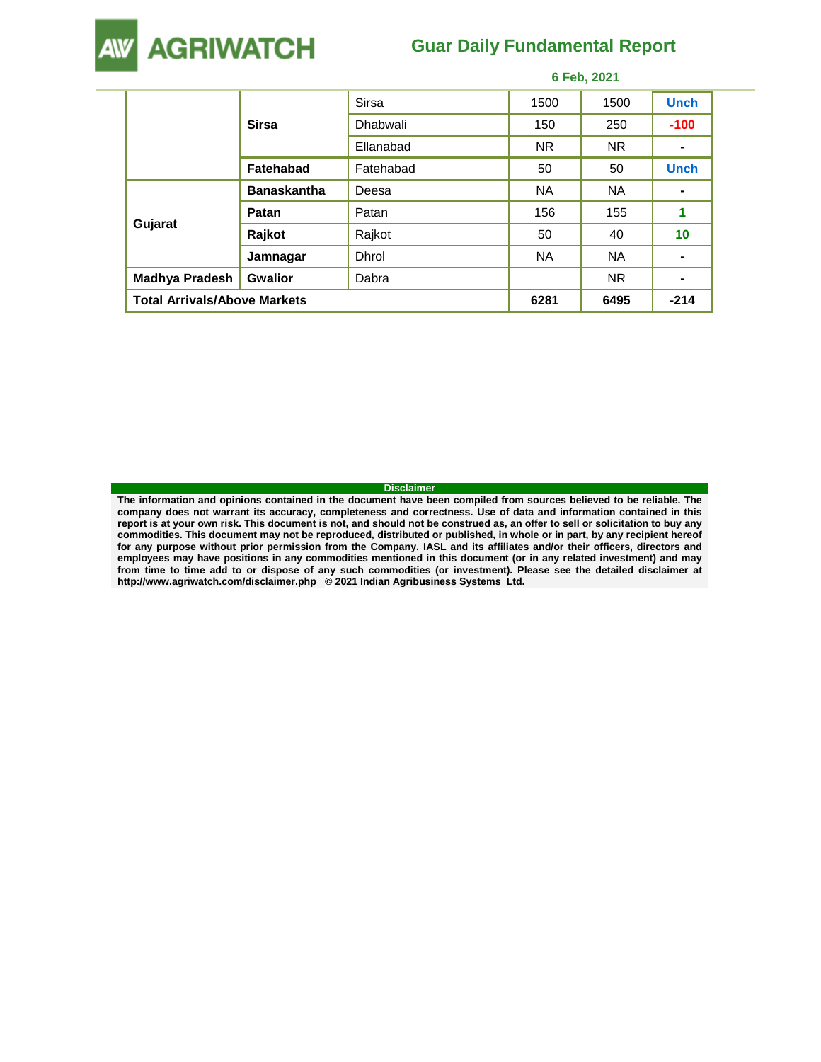| | | | | | |
|---|---|---|---|---|---|
| | **Sirsa** | Sirsa | 1500 | 1500 | **Unch** |
| | | Dhabwali | 150 | 250 | **-100** |
| | | Ellanabad | NR | NR | **-** |
| | **Fatehabad** | Fatehabad | 50 | 50 | **Unch** |
| **Gujarat** | **Banaskantha** | Deesa | NA | NA | **-** |
| | **Patan** | Patan | 156 | 155 | **1** |
| | **Rajkot** | Rajkot | 50 | 40 | **10** |
| | **Jamnagar** | Dhrol | NA | NA | **-** |
| **Madhya Pradesh** | **Gwalior** | Dabra | | NR | **-** |
| **Total Arrivals/Above Markets** | | | **6281** | **6495** | **-214** |

**Disclaimer**

**The information and opinions contained in the document have been compiled from sources believed to be reliable. The company does not warrant its accuracy, completeness and correctness. Use of data and information contained in this report is at your own risk. This document is not, and should not be construed as, an offer to sell or solicitation to buy any commodities. This document may not be reproduced, distributed or published, in whole or in part, by any recipient hereof for any purpose without prior permission from the Company. IASL and its affiliates and/or their officers, directors and employees may have positions in any commodities mentioned in this document (or in any related investment) and may from time to time add to or dispose of any such commodities (or investment). Please see the detailed disclaimer at http://www.agriwatch.com/disclaimer.php © 2021 Indian Agribusiness Systems Ltd.**